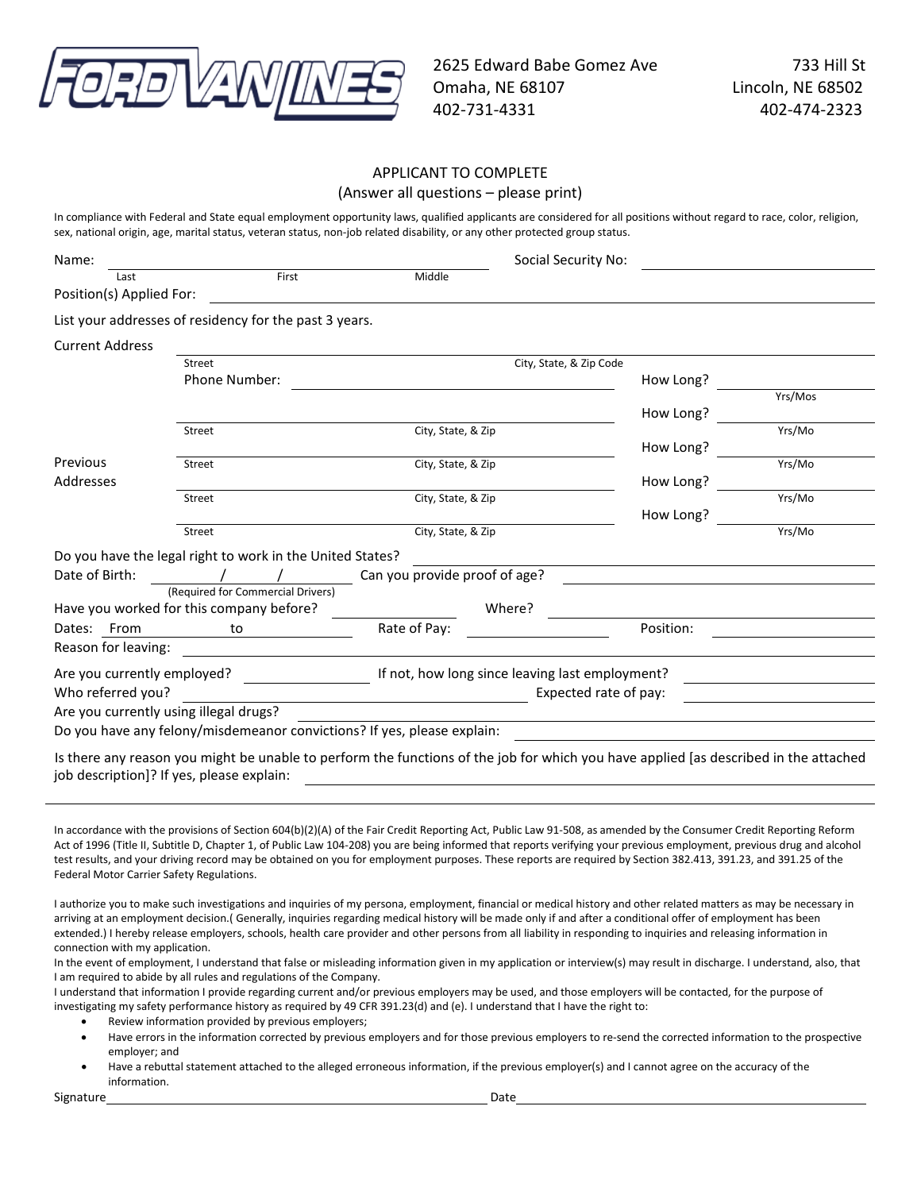FORD VAN LINES

2625 Edward Babe Gomez Ave
Omaha, NE 68107
402-731-4331

733 Hill St
Lincoln, NE 68502
402-474-2323

APPLICANT TO COMPLETE
(Answer all questions – please print)

In compliance with Federal and State equal employment opportunity laws, qualified applicants are considered for all positions without regard to race, color, religion, sex, national origin, age, marital status, veteran status, non-job related disability, or any other protected group status.

Name: ______________________________ Social Security No: ______________________
Last First Middle

Position(s) Applied For: ______________________________

List your addresses of residency for the past 3 years.

Current Address ______________________________
Street City, State, & Zip Code
Phone Number: ______________________ How Long? __________ Yrs/Mos

Previous Addresses

______________________________ How Long? __________
Street City, State, & Zip Yrs/Mo

______________________________ How Long? __________
Street City, State, & Zip Yrs/Mo

______________________________ How Long? __________
Street City, State, & Zip Yrs/Mo

______________________________ How Long? __________
Street City, State, & Zip Yrs/Mo

Do you have the legal right to work in the United States? ______________________

Date of Birth: ____ / ____ / ____ (Required for Commercial Drivers) Can you provide proof of age? ______________________

Have you worked for this company before? __________ Where? ______________________

Dates: From __________ to __________ Rate of Pay: __________ Position: __________

Reason for leaving: ______________________________

Are you currently employed? __________ If not, how long since leaving last employment? __________

Who referred you? ______________________ Expected rate of pay: __________

Are you currently using illegal drugs? ______________________

Do you have any felony/misdemeanor convictions? If yes, please explain: ______________________

Is there any reason you might be unable to perform the functions of the job for which you have applied [as described in the attached job description]? If yes, please explain: ______________________

In accordance with the provisions of Section 604(b)(2)(A) of the Fair Credit Reporting Act, Public Law 91-508, as amended by the Consumer Credit Reporting Reform Act of 1996 (Title II, Subtitle D, Chapter 1, of Public Law 104-208) you are being informed that reports verifying your previous employment, previous drug and alcohol test results, and your driving record may be obtained on you for employment purposes. These reports are required by Section 382.413, 391.23, and 391.25 of the Federal Motor Carrier Safety Regulations.

I authorize you to make such investigations and inquiries of my persona, employment, financial or medical history and other related matters as may be necessary in arriving at an employment decision.( Generally, inquiries regarding medical history will be made only if and after a conditional offer of employment has been extended.) I hereby release employers, schools, health care provider and other persons from all liability in responding to inquiries and releasing information in connection with my application.

In the event of employment, I understand that false or misleading information given in my application or interview(s) may result in discharge. I understand, also, that I am required to abide by all rules and regulations of the Company.

I understand that information I provide regarding current and/or previous employers may be used, and those employers will be contacted, for the purpose of investigating my safety performance history as required by 49 CFR 391.23(d) and (e). I understand that I have the right to:

- Review information provided by previous employers;
- Have errors in the information corrected by previous employers and for those previous employers to re-send the corrected information to the prospective employer; and
- Have a rebuttal statement attached to the alleged erroneous information, if the previous employer(s) and I cannot agree on the accuracy of the information.

Signature ______________________________ Date ______________________________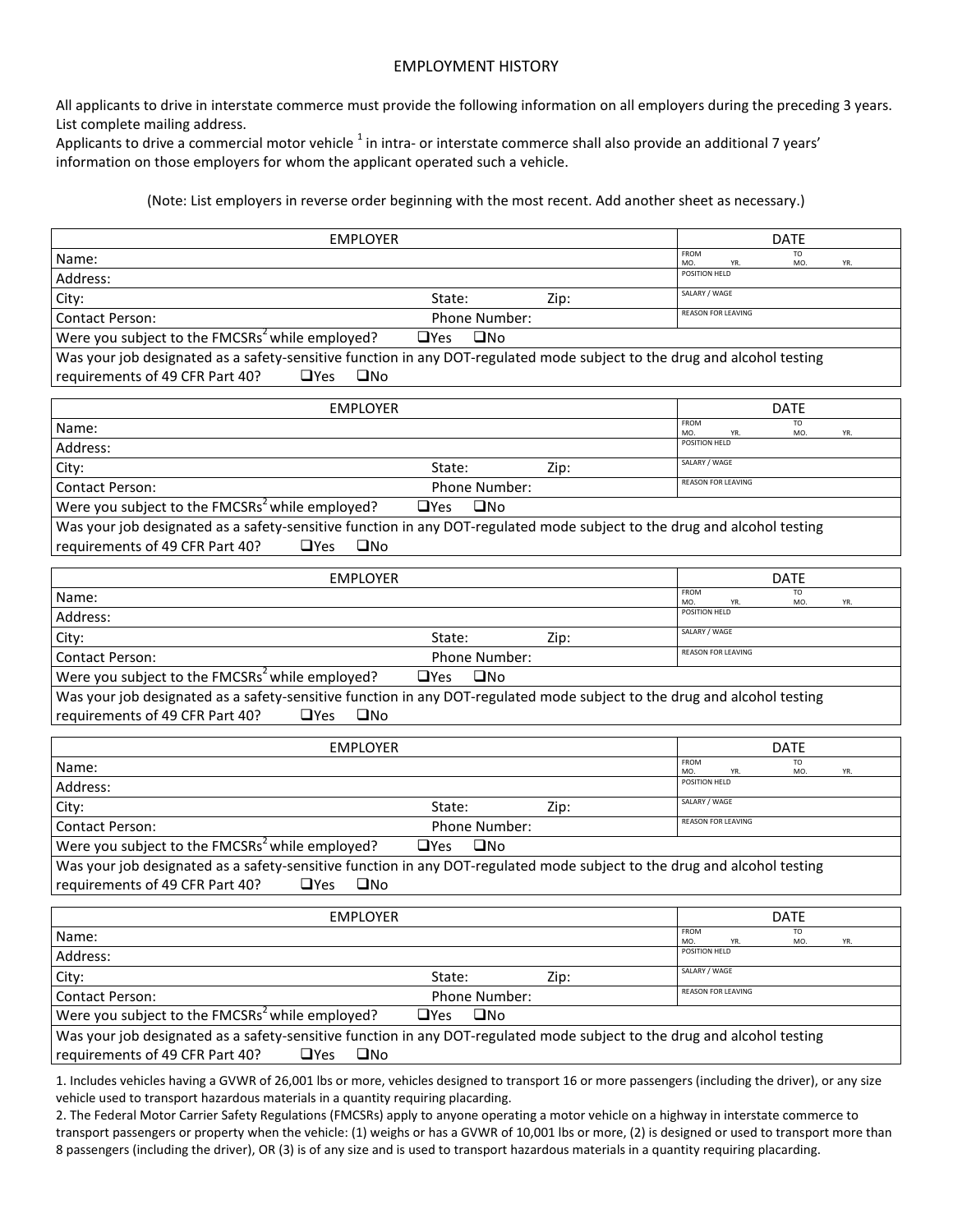# EMPLOYMENT HISTORY

All applicants to drive in interstate commerce must provide the following information on all employers during the preceding 3 years. List complete mailing address.

Applicants to drive a commercial motor vehicle [1] in intra- or interstate commerce shall also provide an additional 7 years' information on those employers for whom the applicant operated such a vehicle.

(Note: List employers in reverse order beginning with the most recent. Add another sheet as necessary.)

| EMPLOYER | | | DATE |
|---|---|---|---|
| Name: | | | FROM MO. YR. TO MO. YR. |
| Address: | | | POSITION HELD |
| City: | State: | Zip: | SALARY / WAGE |
| Contact Person: | Phone Number: | | REASON FOR LEAVING |
| Were you subject to the FMCSRs[2] while employed? ❑Yes ❑No | | | |
| Was your job designated as a safety-sensitive function in any DOT-regulated mode subject to the drug and alcohol testing requirements of 49 CFR Part 40? ❑Yes ❑No | | | |

| EMPLOYER | | | DATE |
|---|---|---|---|
| Name: | | | FROM MO. YR. TO MO. YR. |
| Address: | | | POSITION HELD |
| City: | State: | Zip: | SALARY / WAGE |
| Contact Person: | Phone Number: | | REASON FOR LEAVING |
| Were you subject to the FMCSRs[2] while employed? ❑Yes ❑No | | | |
| Was your job designated as a safety-sensitive function in any DOT-regulated mode subject to the drug and alcohol testing requirements of 49 CFR Part 40? ❑Yes ❑No | | | |

| EMPLOYER | | | DATE |
|---|---|---|---|
| Name: | | | FROM MO. YR. TO MO. YR. |
| Address: | | | POSITION HELD |
| City: | State: | Zip: | SALARY / WAGE |
| Contact Person: | Phone Number: | | REASON FOR LEAVING |
| Were you subject to the FMCSRs[2] while employed? ❑Yes ❑No | | | |
| Was your job designated as a safety-sensitive function in any DOT-regulated mode subject to the drug and alcohol testing requirements of 49 CFR Part 40? ❑Yes ❑No | | | |

| EMPLOYER | | | DATE |
|---|---|---|---|
| Name: | | | FROM MO. YR. TO MO. YR. |
| Address: | | | POSITION HELD |
| City: | State: | Zip: | SALARY / WAGE |
| Contact Person: | Phone Number: | | REASON FOR LEAVING |
| Were you subject to the FMCSRs[2] while employed? ❑Yes ❑No | | | |
| Was your job designated as a safety-sensitive function in any DOT-regulated mode subject to the drug and alcohol testing requirements of 49 CFR Part 40? ❑Yes ❑No | | | |

| EMPLOYER | | | DATE |
|---|---|---|---|
| Name: | | | FROM MO. YR. TO MO. YR. |
| Address: | | | POSITION HELD |
| City: | State: | Zip: | SALARY / WAGE |
| Contact Person: | Phone Number: | | REASON FOR LEAVING |
| Were you subject to the FMCSRs[2] while employed? ❑Yes ❑No | | | |
| Was your job designated as a safety-sensitive function in any DOT-regulated mode subject to the drug and alcohol testing requirements of 49 CFR Part 40? ❑Yes ❑No | | | |

1. Includes vehicles having a GVWR of 26,001 lbs or more, vehicles designed to transport 16 or more passengers (including the driver), or any size vehicle used to transport hazardous materials in a quantity requiring placarding.
2. The Federal Motor Carrier Safety Regulations (FMCSRs) apply to anyone operating a motor vehicle on a highway in interstate commerce to transport passengers or property when the vehicle: (1) weighs or has a GVWR of 10,001 lbs or more, (2) is designed or used to transport more than 8 passengers (including the driver), OR (3) is of any size and is used to transport hazardous materials in a quantity requiring placarding.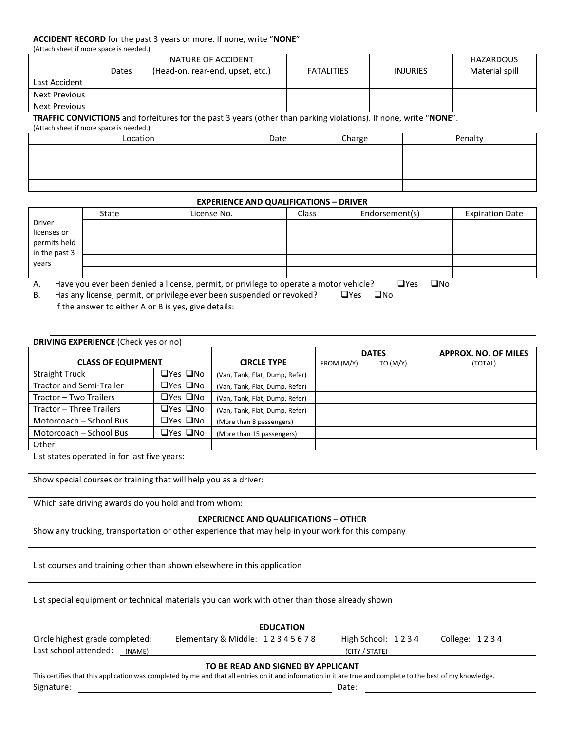**ACCIDENT RECORD** for the past 3 years or more. If none, write "**NONE**".
(Attach sheet if more space is needed.)

| Dates | NATURE OF ACCIDENT (Head-on, rear-end, upset, etc.) | FATALITIES | INJURIES | HAZARDOUS Material spill |
|---|---|---|---|---|
| Last Accident | | | | |
| Next Previous | | | | |
| Next Previous | | | | |

**TRAFFIC CONVICTIONS** and forfeitures for the past 3 years (other than parking violations). If none, write "**NONE**".
(Attach sheet if more space is needed.)

| Location | Date | Charge | Penalty |
|---|---|---|---|
| | | | |
| | | | |
| | | | |
| | | | |

**EXPERIENCE AND QUALIFICATIONS – DRIVER**

| | State | License No. | Class | Endorsement(s) | Expiration Date |
|---|---|---|---|---|---|
| Driver licenses or permits held in the past 3 years | | | | | |
| | | | | | |
| | | | | | |
| | | | | | |
| | | | | | |

A. Have you ever been denied a license, permit, or privilege to operate a motor vehicle? ❑Yes ❑No

B. Has any license, permit, or privilege ever been suspended or revoked? ❑Yes ❑No

If the answer to either A or B is yes, give details: ____________________

**DRIVING EXPERIENCE** (Check yes or no)

| CLASS OF EQUIPMENT | | CIRCLE TYPE | DATES FROM (M/Y) | TO (M/Y) | APPROX. NO. OF MILES (TOTAL) |
|---|---|---|---|---|---|
| Straight Truck | ❑Yes ❑No | (Van, Tank, Flat, Dump, Refer) | | | |
| Tractor and Semi-Trailer | ❑Yes ❑No | (Van, Tank, Flat, Dump, Refer) | | | |
| Tractor – Two Trailers | ❑Yes ❑No | (Van, Tank, Flat, Dump, Refer) | | | |
| Tractor – Three Trailers | ❑Yes ❑No | (Van, Tank, Flat, Dump, Refer) | | | |
| Motorcoach – School Bus | ❑Yes ❑No | (More than 8 passengers) | | | |
| Motorcoach – School Bus | ❑Yes ❑No | (More than 15 passengers) | | | |
| Other | | | | | |

List states operated in for last five years: ____________________

Show special courses or training that will help you as a driver: ____________________

Which safe driving awards do you hold and from whom: ____________________

**EXPERIENCE AND QUALIFICATIONS – OTHER**

Show any trucking, transportation or other experience that may help in your work for this company

____________________

List courses and training other than shown elsewhere in this application

____________________

List special equipment or technical materials you can work with other than those already shown

____________________

**EDUCATION**

Circle highest grade completed: Elementary & Middle: 1 2 3 4 5 6 7 8 High School: 1 2 3 4 College: 1 2 3 4

Last school attended: (NAME) ____________________ (CITY / STATE) ____________________

**TO BE READ AND SIGNED BY APPLICANT**

This certifies that this application was completed by me and that all entries on it and information in it are true and complete to the best of my knowledge.

Signature: ____________________ Date: ____________________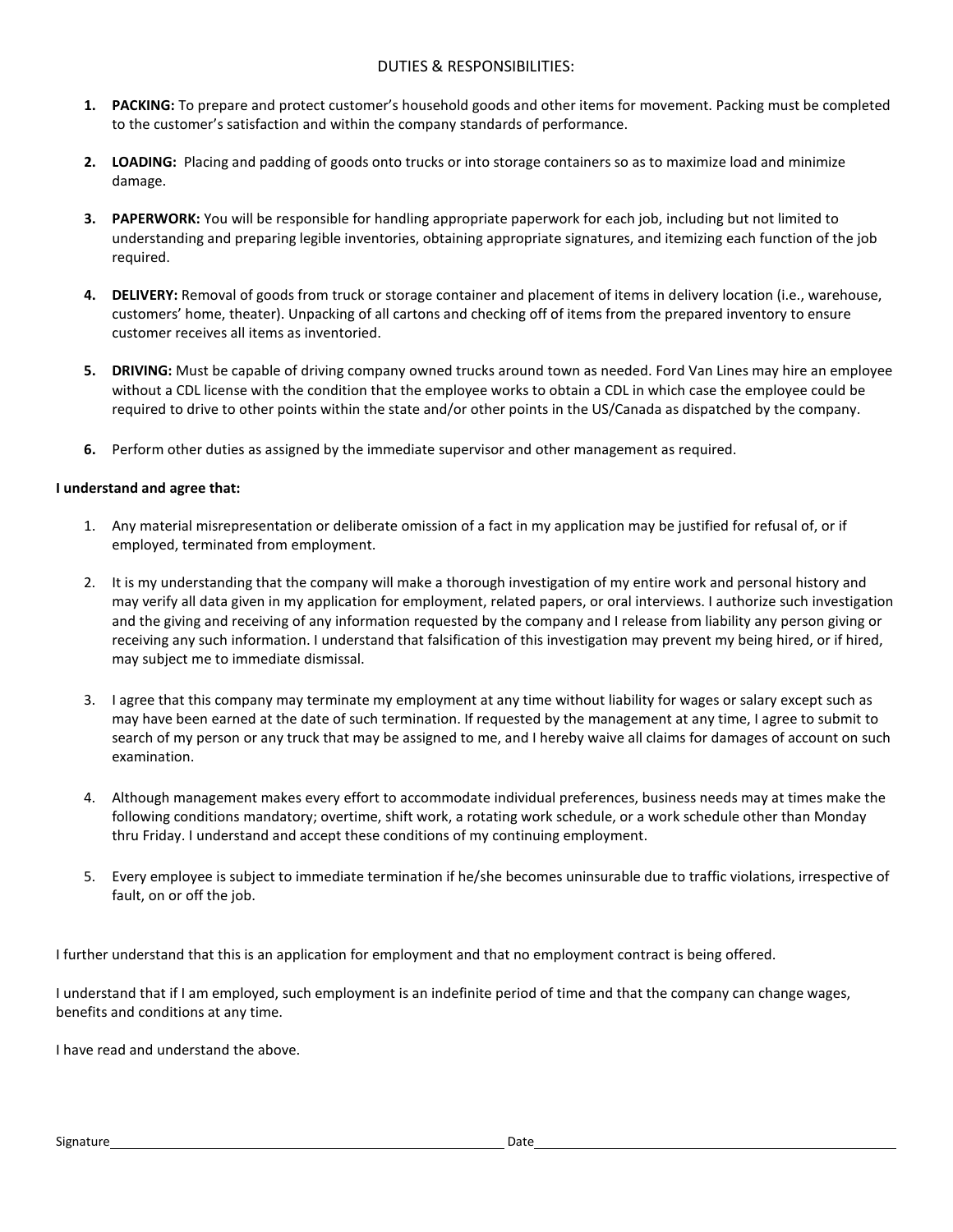## DUTIES & RESPONSIBILITIES:

1. **PACKING:** To prepare and protect customer's household goods and other items for movement. Packing must be completed to the customer's satisfaction and within the company standards of performance.

2. **LOADING:** Placing and padding of goods onto trucks or into storage containers so as to maximize load and minimize damage.

3. **PAPERWORK:** You will be responsible for handling appropriate paperwork for each job, including but not limited to understanding and preparing legible inventories, obtaining appropriate signatures, and itemizing each function of the job required.

4. **DELIVERY:** Removal of goods from truck or storage container and placement of items in delivery location (i.e., warehouse, customers' home, theater). Unpacking of all cartons and checking off of items from the prepared inventory to ensure customer receives all items as inventoried.

5. **DRIVING:** Must be capable of driving company owned trucks around town as needed. Ford Van Lines may hire an employee without a CDL license with the condition that the employee works to obtain a CDL in which case the employee could be required to drive to other points within the state and/or other points in the US/Canada as dispatched by the company.

6. Perform other duties as assigned by the immediate supervisor and other management as required.

**I understand and agree that:**

1. Any material misrepresentation or deliberate omission of a fact in my application may be justified for refusal of, or if employed, terminated from employment.

2. It is my understanding that the company will make a thorough investigation of my entire work and personal history and may verify all data given in my application for employment, related papers, or oral interviews. I authorize such investigation and the giving and receiving of any information requested by the company and I release from liability any person giving or receiving any such information. I understand that falsification of this investigation may prevent my being hired, or if hired, may subject me to immediate dismissal.

3. I agree that this company may terminate my employment at any time without liability for wages or salary except such as may have been earned at the date of such termination. If requested by the management at any time, I agree to submit to search of my person or any truck that may be assigned to me, and I hereby waive all claims for damages of account on such examination.

4. Although management makes every effort to accommodate individual preferences, business needs may at times make the following conditions mandatory; overtime, shift work, a rotating work schedule, or a work schedule other than Monday thru Friday. I understand and accept these conditions of my continuing employment.

5. Every employee is subject to immediate termination if he/she becomes uninsurable due to traffic violations, irrespective of fault, on or off the job.

I further understand that this is an application for employment and that no employment contract is being offered.

I understand that if I am employed, such employment is an indefinite period of time and that the company can change wages, benefits and conditions at any time.

I have read and understand the above.

Signature\_\_\_\_\_\_\_\_\_\_\_\_\_\_\_\_\_\_\_\_\_\_\_\_\_\_\_\_\_\_\_\_\_\_\_\_\_\_ Date\_\_\_\_\_\_\_\_\_\_\_\_\_\_\_\_\_\_\_\_\_\_\_\_\_\_\_\_\_\_\_\_\_\_\_\_\_\_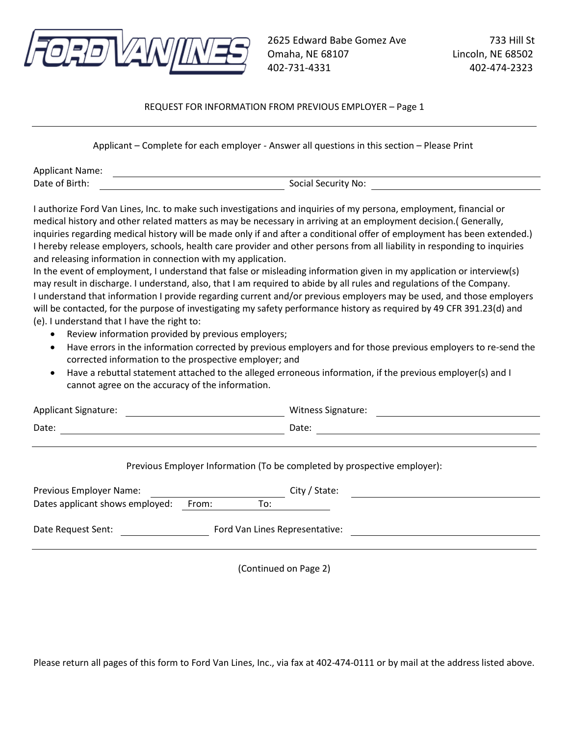FORD VAN LINES

2625 Edward Babe Gomez Ave
Omaha, NE 68107
402-731-4331

733 Hill St
Lincoln, NE 68502
402-474-2323

REQUEST FOR INFORMATION FROM PREVIOUS EMPLOYER – Page 1

---

Applicant – Complete for each employer - Answer all questions in this section – Please Print

Applicant Name: ______________________________

Date of Birth: ______________________________ Social Security No: ______________________________

I authorize Ford Van Lines, Inc. to make such investigations and inquiries of my persona, employment, financial or medical history and other related matters as may be necessary in arriving at an employment decision.( Generally, inquiries regarding medical history will be made only if and after a conditional offer of employment has been extended.) I hereby release employers, schools, health care provider and other persons from all liability in responding to inquiries and releasing information in connection with my application.

In the event of employment, I understand that false or misleading information given in my application or interview(s) may result in discharge. I understand, also, that I am required to abide by all rules and regulations of the Company.

I understand that information I provide regarding current and/or previous employers may be used, and those employers will be contacted, for the purpose of investigating my safety performance history as required by 49 CFR 391.23(d) and (e). I understand that I have the right to:

- Review information provided by previous employers;
- Have errors in the information corrected by previous employers and for those previous employers to re-send the corrected information to the prospective employer; and
- Have a rebuttal statement attached to the alleged erroneous information, if the previous employer(s) and I cannot agree on the accuracy of the information.

Applicant Signature: ______________________________ Witness Signature: ______________________________

Date: ______________________________ Date: ______________________________

---

Previous Employer Information (To be completed by prospective employer):

Previous Employer Name: ______________________________ City / State: ______________________________

Dates applicant shows employed: From: __________ To: __________

Date Request Sent: ______________________________ Ford Van Lines Representative: ______________________________

---

(Continued on Page 2)

Please return all pages of this form to Ford Van Lines, Inc., via fax at 402-474-0111 or by mail at the address listed above.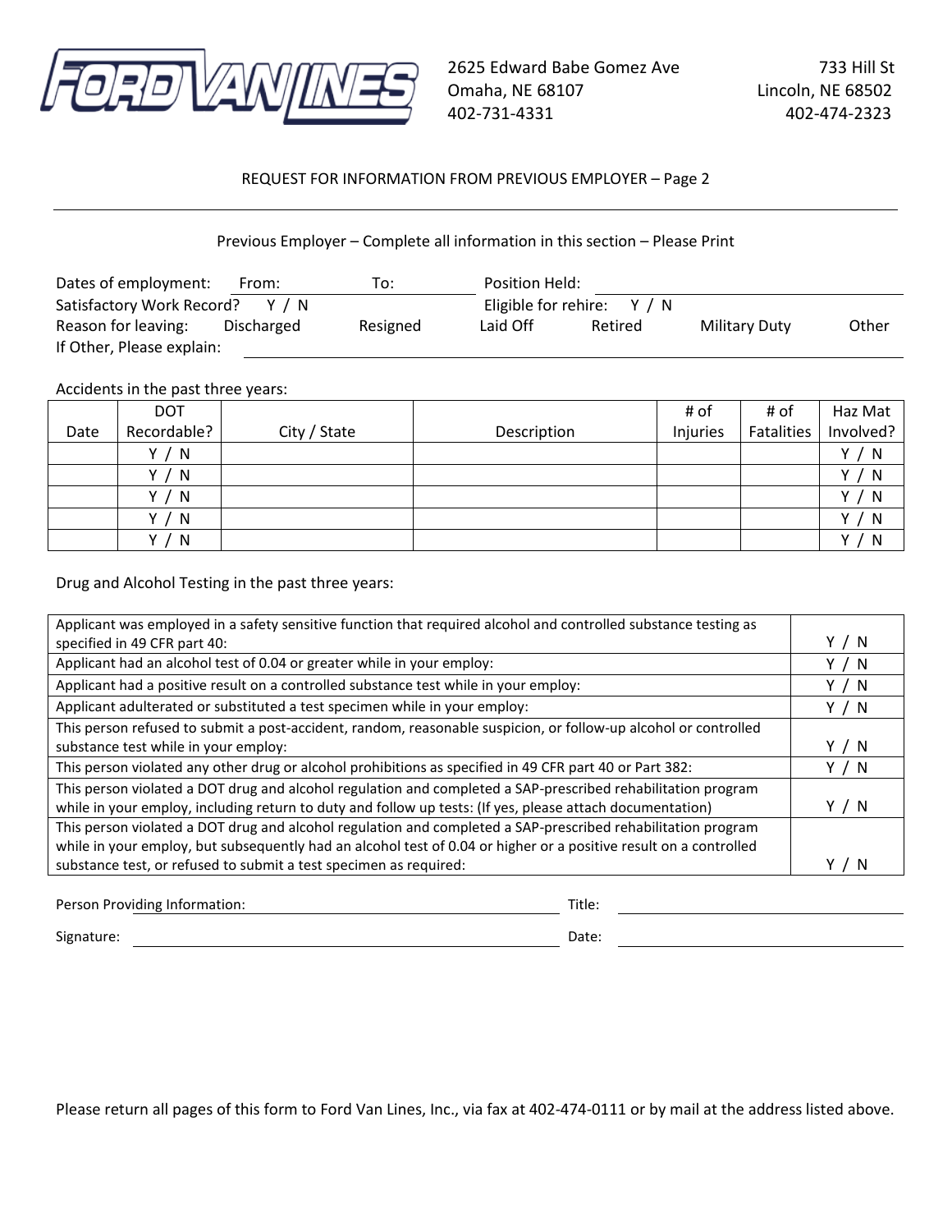FORD VAN LINES

2625 Edward Babe Gomez Ave
Omaha, NE 68107
402-731-4331

733 Hill St
Lincoln, NE 68502
402-474-2323

REQUEST FOR INFORMATION FROM PREVIOUS EMPLOYER – Page 2

---

Previous Employer – Complete all information in this section – Please Print

Dates of employment: From: ____________ To: ____________ Position Held: ____________________

Satisfactory Work Record? Y / N Eligible for rehire: Y / N

Reason for leaving: Discharged Resigned Laid Off Retired Military Duty Other

If Other, Please explain: ______________________________

Accidents in the past three years:

| Date | DOT Recordable? | City / State | Description | # of Injuries | # of Fatalities | Haz Mat Involved? |
|---|---|---|---|---|---|---|
| | Y / N | | | | | Y / N |
| | Y / N | | | | | Y / N |
| | Y / N | | | | | Y / N |
| | Y / N | | | | | Y / N |
| | Y / N | | | | | Y / N |

Drug and Alcohol Testing in the past three years:

| | |
|---|---|
| Applicant was employed in a safety sensitive function that required alcohol and controlled substance testing as specified in 49 CFR part 40: | Y / N |
| Applicant had an alcohol test of 0.04 or greater while in your employ: | Y / N |
| Applicant had a positive result on a controlled substance test while in your employ: | Y / N |
| Applicant adulterated or substituted a test specimen while in your employ: | Y / N |
| This person refused to submit a post-accident, random, reasonable suspicion, or follow-up alcohol or controlled substance test while in your employ: | Y / N |
| This person violated any other drug or alcohol prohibitions as specified in 49 CFR part 40 or Part 382: | Y / N |
| This person violated a DOT drug and alcohol regulation and completed a SAP-prescribed rehabilitation program while in your employ, including return to duty and follow up tests: (If yes, please attach documentation) | Y / N |
| This person violated a DOT drug and alcohol regulation and completed a SAP-prescribed rehabilitation program while in your employ, but subsequently had an alcohol test of 0.04 or higher or a positive result on a controlled substance test, or refused to submit a test specimen as required: | Y / N |

Person Providing Information: ______________________________ Title: ____________________

Signature: ______________________________ Date: ____________________

Please return all pages of this form to Ford Van Lines, Inc., via fax at 402-474-0111 or by mail at the address listed above.